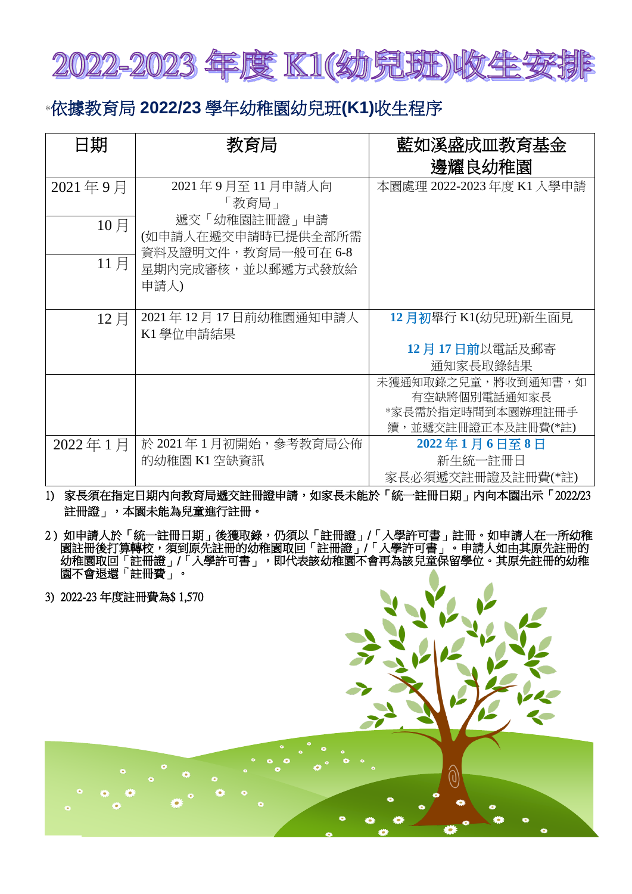# 2022-2023 年度 K1(幼兒班)收生安排

## *依據教育局 2022/23 學年幼稚園幼兒班(K1)收生程序

| 日期 | 教育局 | 藍如溪盛成皿教育基金邊耀良幼稚園 |
|---|---|---|
| 2021 年 9 月 | 2021 年 9 月至 11 月申請人向「教育局」遞交「幼稚園註冊證」申請(如申請人在遞交申請時已提供全部所需資料及證明文件，教育局一般可在 6-8 星期內完成審核，並以郵遞方式發放給申請人) | 本園處理 2022-2023 年度 K1 入學申請 |
| 10 月 | | |
| 11 月 | | |
| 12 月 | 2021 年 12 月 17 日前幼稚園通知申請人 K1 學位申請結果 | **12 月初**舉行 K1(幼兒班)新生面見<br><br>**12 月 17 日前**以電話及郵寄通知家長取錄結果 |
| | | 未獲通知取錄之兒童，將收到通知書，如有空缺將個別電話通知家長<br>*家長需於指定時間到本園辦理註冊手續，並遞交註冊證正本及註冊費(*註) |
| 2022 年 1 月 | 於 2021 年 1 月初開始，參考教育局公佈的幼稚園 K1 空缺資訊 | **2022 年 1 月 6 日至 8 日**<br>新生統一註冊日<br>家長必須遞交註冊證及註冊費(*註) |

1) 家長須在指定日期內向教育局遞交註冊證申請，如家長未能於「統一註冊日期」內向本園出示「2022/23 註冊證」，本園未能為兒童進行註冊。

2) 如申請人於「統一註冊日期」後獲取錄，仍須以「註冊證」/「入學許可書」註冊。如申請人在一所幼稚園註冊後打算轉校，須到原先註冊的幼稚園取回「註冊證」/「入學許可書」。申請人如由其原先註冊的幼稚園取回「註冊證」/「入學許可書」，即代表該幼稚園不會再為該兒童保留學位。其原先註冊的幼稚園不會退還「註冊費」。

3) 2022-23 年度註冊費為$ 1,570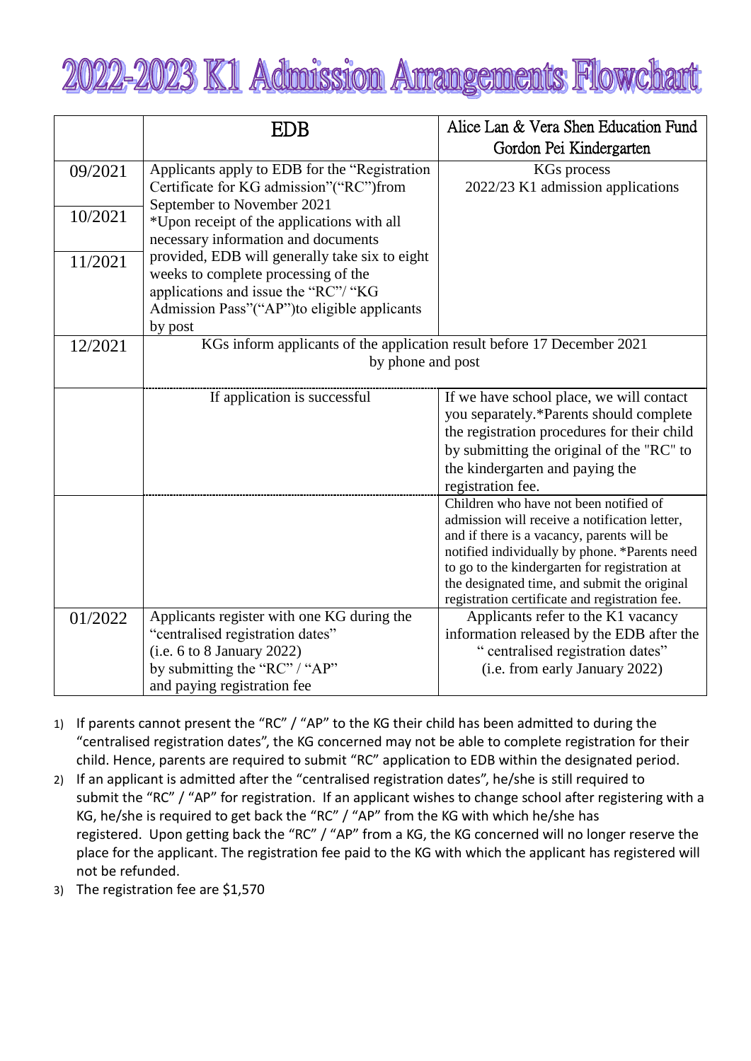# 2022-2023 K1 Admission Arrangements Flowchart

| | EDB | Alice Lan & Vera Shen Education Fund Gordon Pei Kindergarten |
|---|---|---|
| 09/2021<br>10/2021<br>11/2021 | Applicants apply to EDB for the "Registration Certificate for KG admission"("RC")from September to November 2021<br>*Upon receipt of the applications with all necessary information and documents provided, EDB will generally take six to eight weeks to complete processing of the applications and issue the "RC"/ "KG Admission Pass"("AP")to eligible applicants by post | KGs process 2022/23 K1 admission applications |
| 12/2021 | KGs inform applicants of the application result before 17 December 2021 by phone and post | |
| | If application is successful | If we have school place, we will contact you separately.*Parents should complete the registration procedures for their child by submitting the original of the "RC" to the kindergarten and paying the registration fee. |
| | | Children who have not been notified of admission will receive a notification letter, and if there is a vacancy, parents will be notified individually by phone. *Parents need to go to the kindergarten for registration at the designated time, and submit the original registration certificate and registration fee. |
| 01/2022 | Applicants register with one KG during the "centralised registration dates" (i.e. 6 to 8 January 2022) by submitting the "RC" / "AP" and paying registration fee | Applicants refer to the K1 vacancy information released by the EDB after the " centralised registration dates" (i.e. from early January 2022) |

1) If parents cannot present the "RC" / "AP" to the KG their child has been admitted to during the "centralised registration dates", the KG concerned may not be able to complete registration for their child. Hence, parents are required to submit "RC" application to EDB within the designated period.
2) If an applicant is admitted after the "centralised registration dates", he/she is still required to submit the "RC" / "AP" for registration. If an applicant wishes to change school after registering with a KG, he/she is required to get back the "RC" / "AP" from the KG with which he/she has registered. Upon getting back the "RC" / "AP" from a KG, the KG concerned will no longer reserve the place for the applicant. The registration fee paid to the KG with which the applicant has registered will not be refunded.
3) The registration fee are $1,570